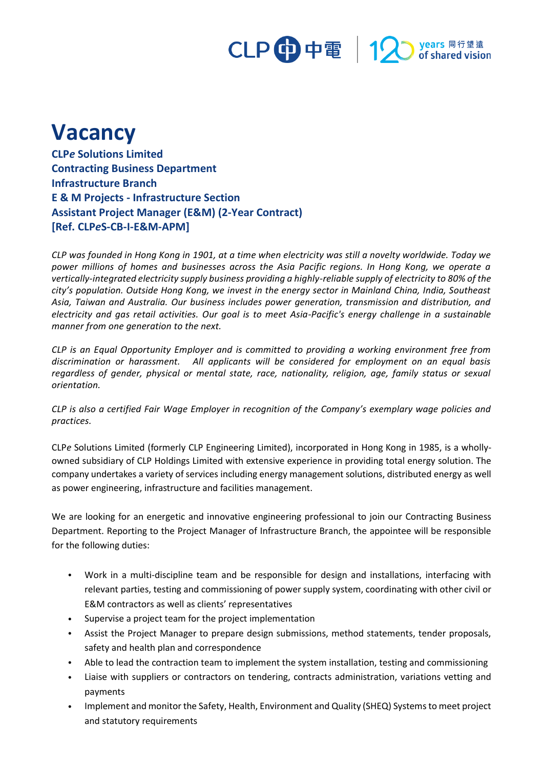# Vacancy

**CLP*e* Solutions Limited**
**Contracting Business Department**
**Infrastructure Branch**
**E & M Projects - Infrastructure Section**
**Assistant Project Manager (E&M) (2-Year Contract)**
**[Ref. CLP*e*S-CB-I-E&M-APM]**

*CLP was founded in Hong Kong in 1901, at a time when electricity was still a novelty worldwide. Today we power millions of homes and businesses across the Asia Pacific regions. In Hong Kong, we operate a vertically-integrated electricity supply business providing a highly-reliable supply of electricity to 80% of the city's population. Outside Hong Kong, we invest in the energy sector in Mainland China, India, Southeast Asia, Taiwan and Australia. Our business includes power generation, transmission and distribution, and electricity and gas retail activities. Our goal is to meet Asia-Pacific's energy challenge in a sustainable manner from one generation to the next.*

*CLP is an Equal Opportunity Employer and is committed to providing a working environment free from discrimination or harassment. All applicants will be considered for employment on an equal basis regardless of gender, physical or mental state, race, nationality, religion, age, family status or sexual orientation.*

*CLP is also a certified Fair Wage Employer in recognition of the Company's exemplary wage policies and practices.*

CLP*e* Solutions Limited (formerly CLP Engineering Limited), incorporated in Hong Kong in 1985, is a wholly-owned subsidiary of CLP Holdings Limited with extensive experience in providing total energy solution. The company undertakes a variety of services including energy management solutions, distributed energy as well as power engineering, infrastructure and facilities management.

We are looking for an energetic and innovative engineering professional to join our Contracting Business Department. Reporting to the Project Manager of Infrastructure Branch, the appointee will be responsible for the following duties:

- Work in a multi-discipline team and be responsible for design and installations, interfacing with relevant parties, testing and commissioning of power supply system, coordinating with other civil or E&M contractors as well as clients' representatives
- Supervise a project team for the project implementation
- Assist the Project Manager to prepare design submissions, method statements, tender proposals, safety and health plan and correspondence
- Able to lead the contraction team to implement the system installation, testing and commissioning
- Liaise with suppliers or contractors on tendering, contracts administration, variations vetting and payments
- Implement and monitor the Safety, Health, Environment and Quality (SHEQ) Systems to meet project and statutory requirements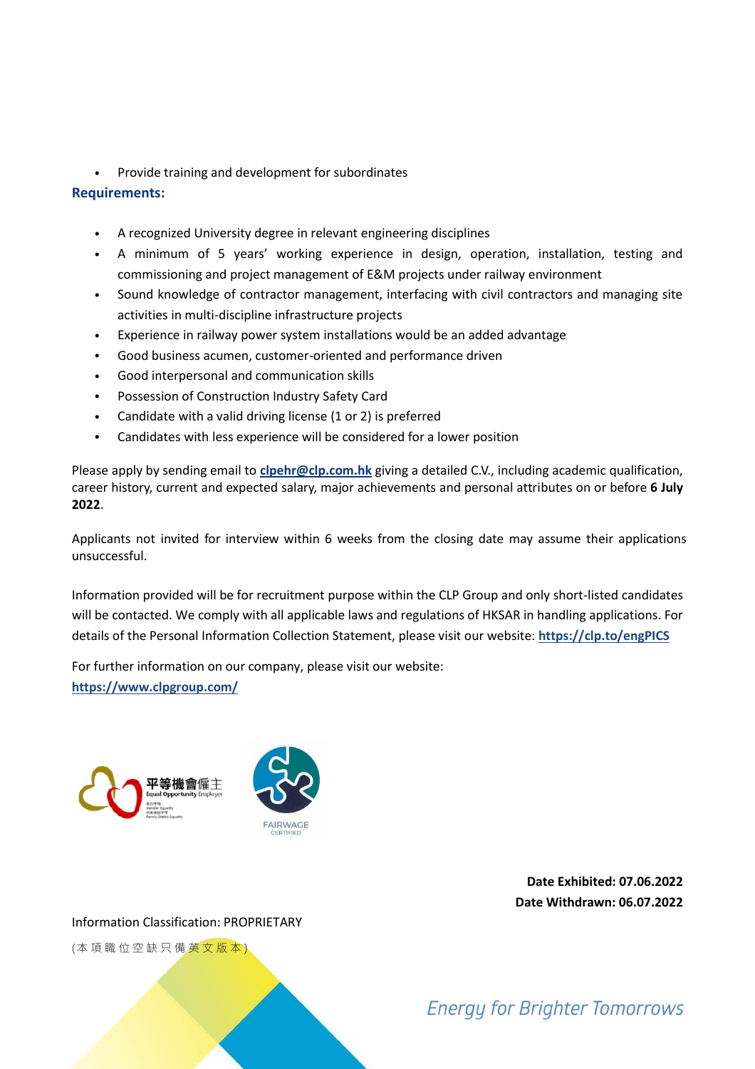- Provide training and development for subordinates

**Requirements:**

- A recognized University degree in relevant engineering disciplines
- A minimum of 5 years' working experience in design, operation, installation, testing and commissioning and project management of E&M projects under railway environment
- Sound knowledge of contractor management, interfacing with civil contractors and managing site activities in multi-discipline infrastructure projects
- Experience in railway power system installations would be an added advantage
- Good business acumen, customer-oriented and performance driven
- Good interpersonal and communication skills
- Possession of Construction Industry Safety Card
- Candidate with a valid driving license (1 or 2) is preferred
- Candidates with less experience will be considered for a lower position

Please apply by sending email to **clpehr@clp.com.hk** giving a detailed C.V., including academic qualification, career history, current and expected salary, major achievements and personal attributes on or before **6 July 2022**.

Applicants not invited for interview within 6 weeks from the closing date may assume their applications unsuccessful.

Information provided will be for recruitment purpose within the CLP Group and only short-listed candidates will be contacted. We comply with all applicable laws and regulations of HKSAR in handling applications. For details of the Personal Information Collection Statement, please visit our website: **https://clp.to/engPICS**

For further information on our company, please visit our website:
**https://www.clpgroup.com/**

平等機會僱主
Equal Opportunity Employer

FAIRWAGE
CERTIFIED

**Date Exhibited: 07.06.2022**
**Date Withdrawn: 06.07.2022**

Information Classification: PROPRIETARY

(本項職位空缺只備英文版本)

*Energy for Brighter Tomorrows*